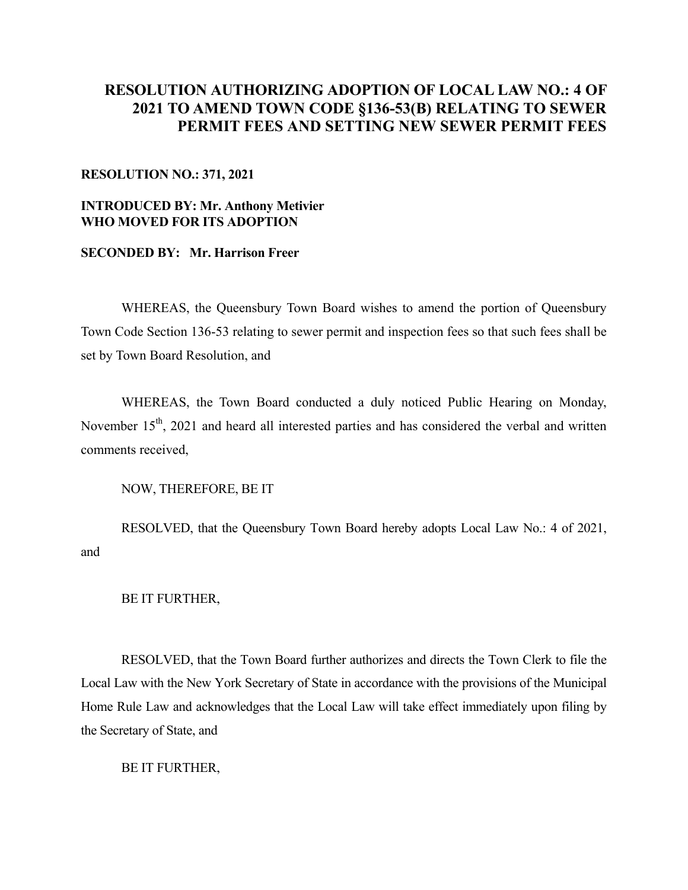# RESOLUTION AUTHORIZING ADOPTION OF LOCAL LAW NO.: 4 OF 2021 TO AMEND TOWN CODE §136-53(B) RELATING TO SEWER PERMIT FEES AND SETTING NEW SEWER PERMIT FEES

**RESOLUTION NO.: 371, 2021**

**INTRODUCED BY: Mr. Anthony Metivier**
**WHO MOVED FOR ITS ADOPTION**

**SECONDED BY: Mr. Harrison Freer**

WHEREAS, the Queensbury Town Board wishes to amend the portion of Queensbury Town Code Section 136-53 relating to sewer permit and inspection fees so that such fees shall be set by Town Board Resolution, and

WHEREAS, the Town Board conducted a duly noticed Public Hearing on Monday, November 15th, 2021 and heard all interested parties and has considered the verbal and written comments received,

NOW, THEREFORE, BE IT

RESOLVED, that the Queensbury Town Board hereby adopts Local Law No.: 4 of 2021, and

BE IT FURTHER,

RESOLVED, that the Town Board further authorizes and directs the Town Clerk to file the Local Law with the New York Secretary of State in accordance with the provisions of the Municipal Home Rule Law and acknowledges that the Local Law will take effect immediately upon filing by the Secretary of State, and

BE IT FURTHER,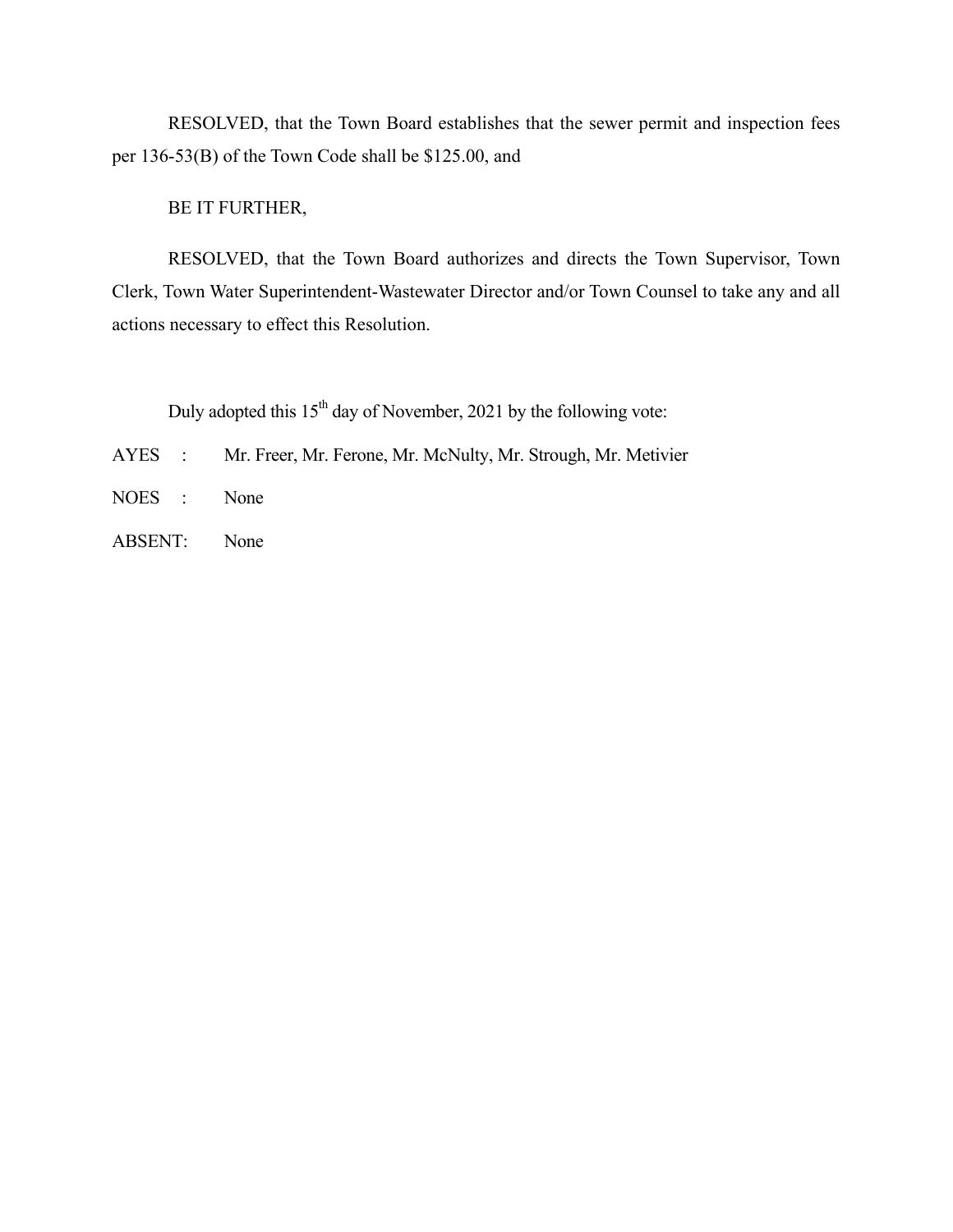RESOLVED, that the Town Board establishes that the sewer permit and inspection fees per 136-53(B) of the Town Code shall be $125.00, and

BE IT FURTHER,

RESOLVED, that the Town Board authorizes and directs the Town Supervisor, Town Clerk, Town Water Superintendent-Wastewater Director and/or Town Counsel to take any and all actions necessary to effect this Resolution.

Duly adopted this 15th day of November, 2021 by the following vote:

AYES : Mr. Freer, Mr. Ferone, Mr. McNulty, Mr. Strough, Mr. Metivier

NOES : None

ABSENT: None